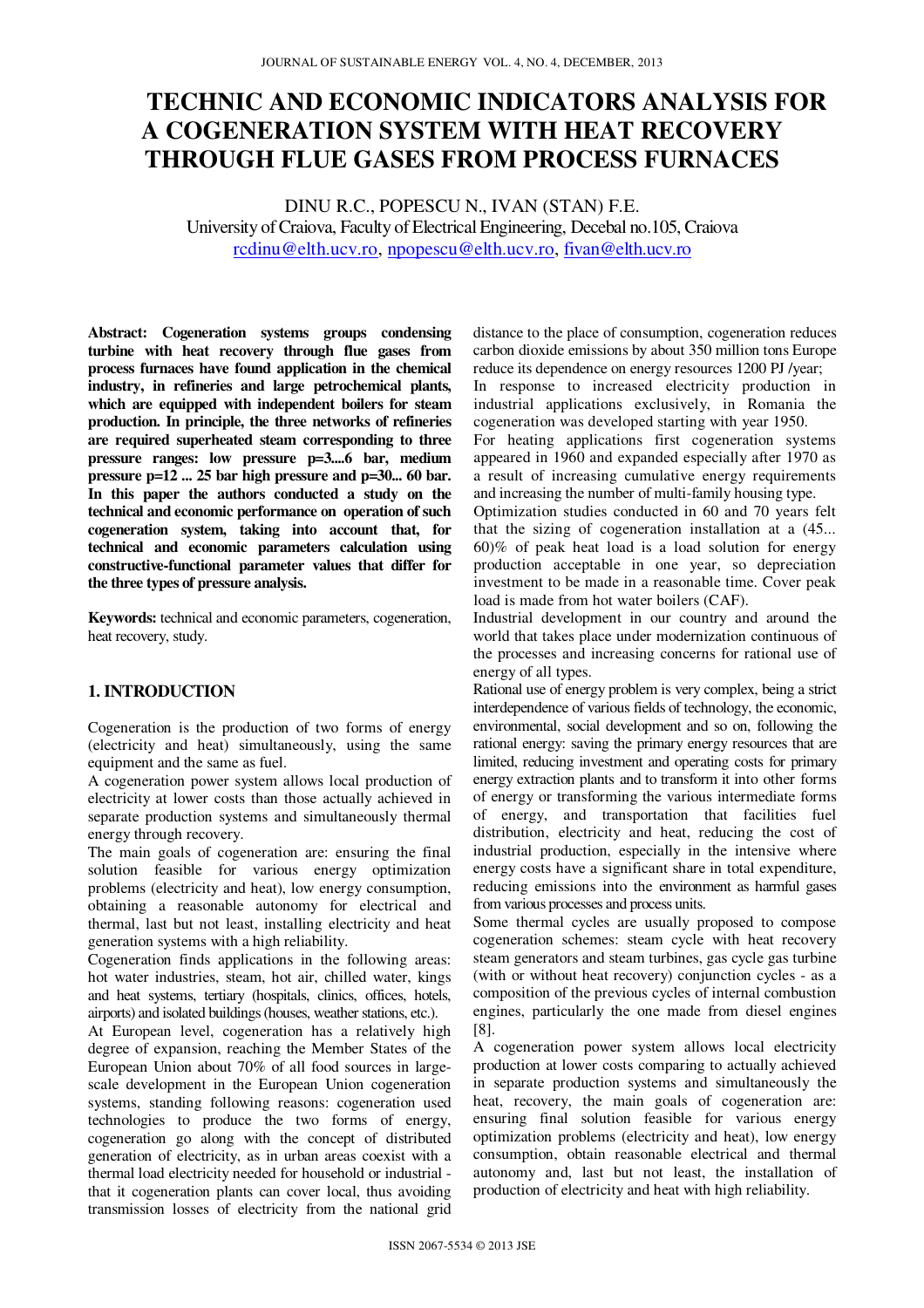# TECHNIC AND ECONOMIC INDICATORS ANALYSIS FOR A COGENERATION SYSTEM WITH HEAT RECOVERY THROUGH FLUE GASES FROM PROCESS FURNACES

DINU R.C., POPESCU N., IVAN (STAN) F.E.

University of Craiova, Faculty of Electrical Engineering, Decebal no.105, Craiova

rcdinu@elth.ucv.ro, npopescu@elth.ucv.ro, fivan@elth.ucv.ro

**Abstract: Cogeneration systems groups condensing turbine with heat recovery through flue gases from process furnaces have found application in the chemical industry, in refineries and large petrochemical plants, which are equipped with independent boilers for steam production. In principle, the three networks of refineries are required superheated steam corresponding to three pressure ranges: low pressure p=3....6 bar, medium pressure p=12 ... 25 bar high pressure and p=30... 60 bar. In this paper the authors conducted a study on the technical and economic performance on operation of such cogeneration system, taking into account that, for technical and economic parameters calculation using constructive-functional parameter values that differ for the three types of pressure analysis.**

**Keywords:** technical and economic parameters, cogeneration, heat recovery, study.

## 1. INTRODUCTION

Cogeneration is the production of two forms of energy (electricity and heat) simultaneously, using the same equipment and the same as fuel.

A cogeneration power system allows local production of electricity at lower costs than those actually achieved in separate production systems and simultaneously thermal energy through recovery.

The main goals of cogeneration are: ensuring the final solution feasible for various energy optimization problems (electricity and heat), low energy consumption, obtaining a reasonable autonomy for electrical and thermal, last but not least, installing electricity and heat generation systems with a high reliability.

Cogeneration finds applications in the following areas: hot water industries, steam, hot air, chilled water, kings and heat systems, tertiary (hospitals, clinics, offices, hotels, airports) and isolated buildings (houses, weather stations, etc.).

At European level, cogeneration has a relatively high degree of expansion, reaching the Member States of the European Union about 70% of all food sources in large-scale development in the European Union cogeneration systems, standing following reasons: cogeneration used technologies to produce the two forms of energy, cogeneration go along with the concept of distributed generation of electricity, as in urban areas coexist with a thermal load electricity needed for household or industrial - that it cogeneration plants can cover local, thus avoiding transmission losses of electricity from the national grid distance to the place of consumption, cogeneration reduces carbon dioxide emissions by about 350 million tons Europe reduce its dependence on energy resources 1200 PJ /year;

In response to increased electricity production in industrial applications exclusively, in Romania the cogeneration was developed starting with year 1950.

For heating applications first cogeneration systems appeared in 1960 and expanded especially after 1970 as a result of increasing cumulative energy requirements and increasing the number of multi-family housing type.

Optimization studies conducted in 60 and 70 years felt that the sizing of cogeneration installation at a (45... 60)% of peak heat load is a load solution for energy production acceptable in one year, so depreciation investment to be made in a reasonable time. Cover peak load is made from hot water boilers (CAF).

Industrial development in our country and around the world that takes place under modernization continuous of the processes and increasing concerns for rational use of energy of all types.

Rational use of energy problem is very complex, being a strict interdependence of various fields of technology, the economic, environmental, social development and so on, following the rational energy: saving the primary energy resources that are limited, reducing investment and operating costs for primary energy extraction plants and to transform it into other forms of energy or transforming the various intermediate forms of energy, and transportation that facilities fuel distribution, electricity and heat, reducing the cost of industrial production, especially in the intensive where energy costs have a significant share in total expenditure, reducing emissions into the environment as harmful gases from various processes and process units.

Some thermal cycles are usually proposed to compose cogeneration schemes: steam cycle with heat recovery steam generators and steam turbines, gas cycle gas turbine (with or without heat recovery) conjunction cycles - as a composition of the previous cycles of internal combustion engines, particularly the one made from diesel engines [8].

A cogeneration power system allows local electricity production at lower costs comparing to actually achieved in separate production systems and simultaneously the heat, recovery, the main goals of cogeneration are: ensuring final solution feasible for various energy optimization problems (electricity and heat), low energy consumption, obtain reasonable electrical and thermal autonomy and, last but not least, the installation of production of electricity and heat with high reliability.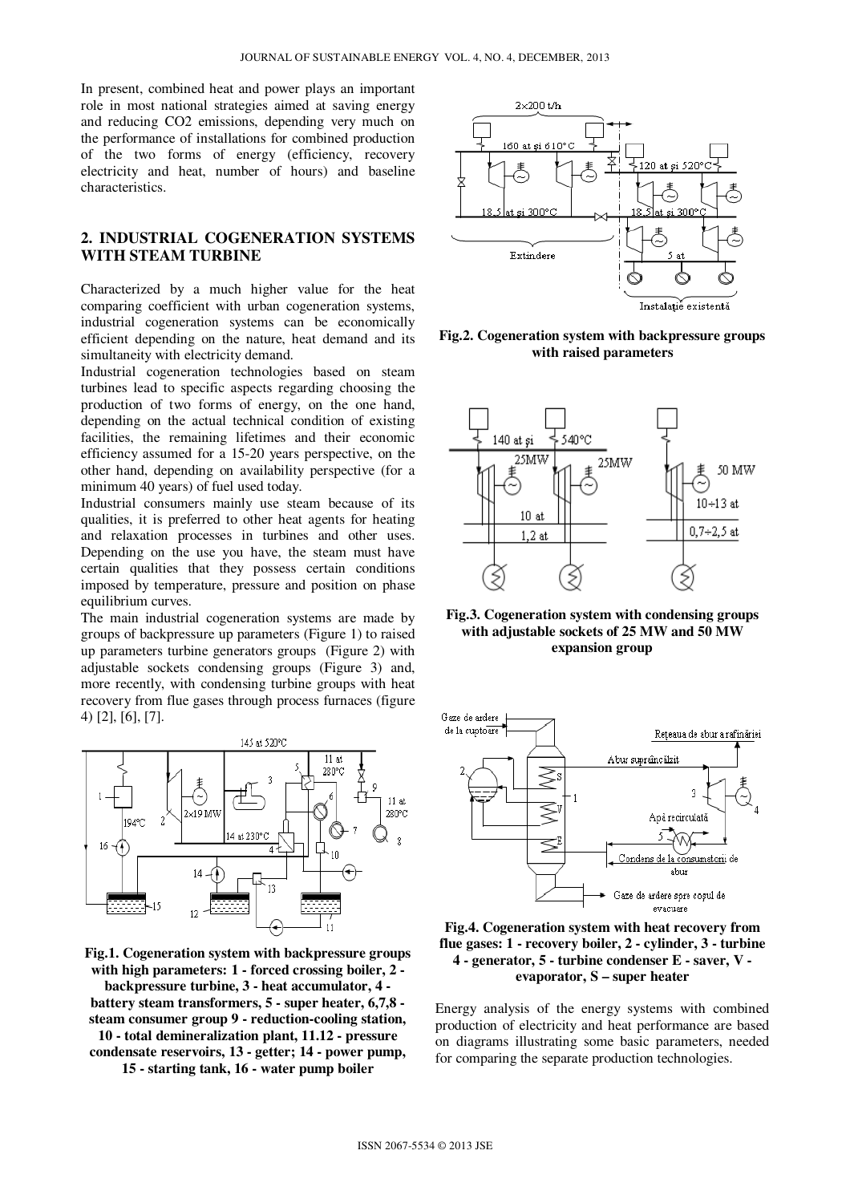In present, combined heat and power plays an important role in most national strategies aimed at saving energy and reducing CO2 emissions, depending very much on the performance of installations for combined production of the two forms of energy (efficiency, recovery electricity and heat, number of hours) and baseline characteristics.

## 2. INDUSTRIAL COGENERATION SYSTEMS WITH STEAM TURBINE

Characterized by a much higher value for the heat comparing coefficient with urban cogeneration systems, industrial cogeneration systems can be economically efficient depending on the nature, heat demand and its simultaneity with electricity demand.

Industrial cogeneration technologies based on steam turbines lead to specific aspects regarding choosing the production of two forms of energy, on the one hand, depending on the actual technical condition of existing facilities, the remaining lifetimes and their economic efficiency assumed for a 15-20 years perspective, on the other hand, depending on availability perspective (for a minimum 40 years) of fuel used today.

Industrial consumers mainly use steam because of its qualities, it is preferred to other heat agents for heating and relaxation processes in turbines and other uses. Depending on the use you have, the steam must have certain qualities that they possess certain conditions imposed by temperature, pressure and position on phase equilibrium curves.

The main industrial cogeneration systems are made by groups of backpressure up parameters (Figure 1) to raised up parameters turbine generators groups (Figure 2) with adjustable sockets condensing groups (Figure 3) and, more recently, with condensing turbine groups with heat recovery from flue gases through process furnaces (figure 4) [2], [6], [7].

**Fig.1. Cogeneration system with backpressure groups with high parameters: 1 - forced crossing boiler, 2 - backpressure turbine, 3 - heat accumulator, 4 - battery steam transformers, 5 - super heater, 6,7,8 - steam consumer group 9 - reduction-cooling station, 10 - total demineralization plant, 11.12 - pressure condensate reservoirs, 13 - getter; 14 - power pump, 15 - starting tank, 16 - water pump boiler**

**Fig.2. Cogeneration system with backpressure groups with raised parameters**

**Fig.3. Cogeneration system with condensing groups with adjustable sockets of 25 MW and 50 MW expansion group**

**Fig.4. Cogeneration system with heat recovery from flue gases: 1 - recovery boiler, 2 - cylinder, 3 - turbine 4 - generator, 5 - turbine condenser E - saver, V - evaporator, S – super heater**

Energy analysis of the energy systems with combined production of electricity and heat performance are based on diagrams illustrating some basic parameters, needed for comparing the separate production technologies.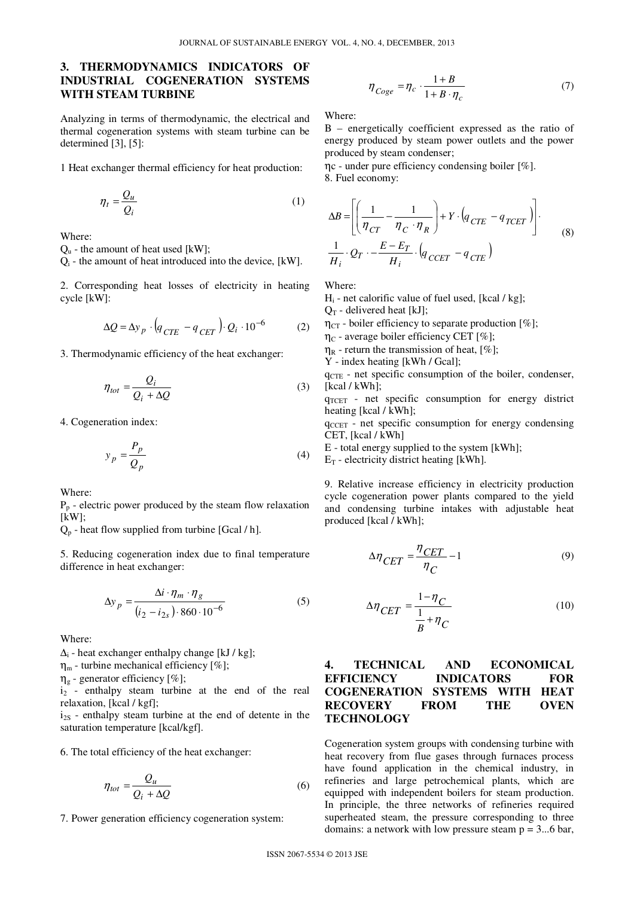## 3. THERMODYNAMICS INDICATORS OF INDUSTRIAL COGENERATION SYSTEMS WITH STEAM TURBINE

Analyzing in terms of thermodynamic, the electrical and thermal cogeneration systems with steam turbine can be determined [3], [5]:

1 Heat exchanger thermal efficiency for heat production:

$$\eta_t = \frac{Q_u}{Q_i} \tag{1}$$

Where:
$Q_u$ - the amount of heat used [kW];
$Q_i$ - the amount of heat introduced into the device, [kW].

2. Corresponding heat losses of electricity in heating cycle [kW]:

$$\Delta Q = \Delta y_p \cdot \left(q_{CTE} - q_{CET}\right) \cdot Q_i \cdot 10^{-6} \tag{2}$$

3. Thermodynamic efficiency of the heat exchanger:

$$\eta_{tot} = \frac{Q_i}{Q_i + \Delta Q} \tag{3}$$

4. Cogeneration index:

$$y_p = \frac{P_p}{Q_p} \tag{4}$$

Where:
$P_p$ - electric power produced by the steam flow relaxation [kW];
$Q_p$ - heat flow supplied from turbine [Gcal / h].

5. Reducing cogeneration index due to final temperature difference in heat exchanger:

$$\Delta y_p = \frac{\Delta i \cdot \eta_m \cdot \eta_g}{\left(i_2 - i_{2s}\right) \cdot 860 \cdot 10^{-6}} \tag{5}$$

Where:
$\Delta_i$ - heat exchanger enthalpy change [kJ / kg];
$\eta_m$ - turbine mechanical efficiency [%];
$\eta_g$ - generator efficiency [%];
$i_2$ - enthalpy steam turbine at the end of the real relaxation, [kcal / kgf];
$i_{2S}$ - enthalpy steam turbine at the end of detente in the saturation temperature [kcal/kgf].

6. The total efficiency of the heat exchanger:

$$\eta_{tot} = \frac{Q_u}{Q_i + \Delta Q} \tag{6}$$

7. Power generation efficiency cogeneration system:

$$\eta_{Coge} = \eta_c \cdot \frac{1 + B}{1 + B \cdot \eta_c} \tag{7}$$

Where:
B – energetically coefficient expressed as the ratio of energy produced by steam power outlets and the power produced by steam condenser;
$\eta_c$ - under pure efficiency condensing boiler [%].

8. Fuel economy:

$$\Delta B = \left[\left(\frac{1}{\eta_{CT}} - \frac{1}{\eta_C \cdot \eta_R}\right) + Y \cdot \left(q_{CTE} - q_{TCET}\right)\right] \cdot \frac{1}{H_i} \cdot Q_T \cdot - \frac{E - E_T}{H_i} \cdot \left(q_{CCET} - q_{CTE}\right) \tag{8}$$

Where:
$H_i$ - net calorific value of fuel used, [kcal / kg];
$Q_T$ - delivered heat [kJ];
$\eta_{CT}$ - boiler efficiency to separate production [%];
$\eta_C$ - average boiler efficiency CET [%];
$\eta_R$ - return the transmission of heat, [%];
Y - index heating [kWh / Gcal];
$q_{CTE}$ - net specific consumption of the boiler, condenser, [kcal / kWh];
$q_{TCET}$ - net specific consumption for energy district heating [kcal / kWh];
$q_{CCET}$ - net specific consumption for energy condensing CET, [kcal / kWh]
E - total energy supplied to the system [kWh];
$E_T$ - electricity district heating [kWh].

9. Relative increase efficiency in electricity production cycle cogeneration power plants compared to the yield and condensing turbine intakes with adjustable heat produced [kcal / kWh];

$$\Delta \eta_{CET} = \frac{\eta_{CET}}{\eta_C} - 1 \tag{9}$$

$$\Delta \eta_{CET} = \frac{1 - \eta_C}{\frac{1}{B} + \eta_C} \tag{10}$$

## 4. TECHNICAL AND ECONOMICAL EFFICIENCY INDICATORS FOR COGENERATION SYSTEMS WITH HEAT RECOVERY FROM THE OVEN TECHNOLOGY

Cogeneration system groups with condensing turbine with heat recovery from flue gases through furnaces process have found application in the chemical industry, in refineries and large petrochemical plants, which are equipped with independent boilers for steam production. In principle, the three networks of refineries required superheated steam, the pressure corresponding to three domains: a network with low pressure steam p = 3...6 bar,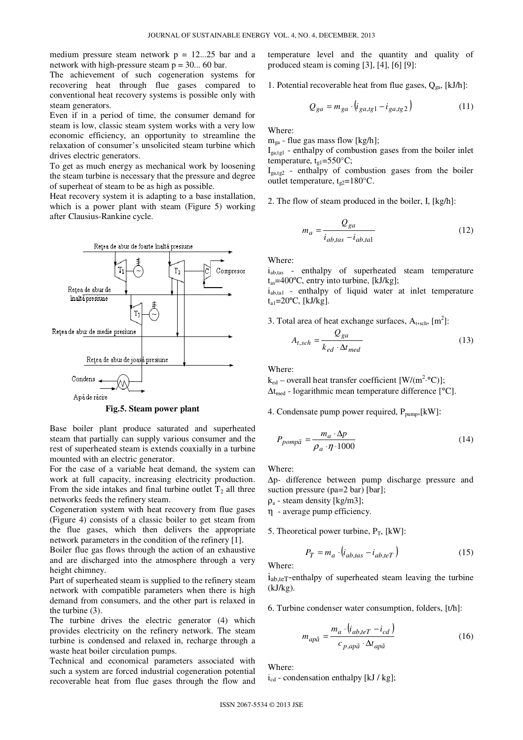medium pressure steam network p = 12...25 bar and a network with high-pressure steam p = 30... 60 bar.

The achievement of such cogeneration systems for recovering heat through flue gases compared to conventional heat recovery systems is possible only with steam generators.

Even if in a period of time, the consumer demand for steam is low, classic steam system works with a very low economic efficiency, an opportunity to streamline the relaxation of consumer's unsolicited steam turbine which drives electric generators.

To get as much energy as mechanical work by loosening the steam turbine is necessary that the pressure and degree of superheat of steam to be as high as possible.

Heat recovery system it is adapting to a base installation, which is a power plant with steam (Figure 5) working after Clausius-Rankine cycle.

Rețea de abur de foarte înaltă presiune

T1 T2 C Compresor

Rețea de abur de înaltă presiune

T3

Rețea de abur de medie presiune

Rețea de abur de joasă presiune

Condens

Apă de răcire

**Fig.5. Steam power plant**

Base boiler plant produce saturated and superheated steam that partially can supply various consumer and the rest of superheated steam is extends coaxially in a turbine mounted with an electric generator.

For the case of a variable heat demand, the system can work at full capacity, increasing electricity production. From the side intakes and final turbine outlet $T_2$ all three networks feeds the refinery steam.

Cogeneration system with heat recovery from flue gases (Figure 4) consists of a classic boiler to get steam from the flue gases, which then delivers the appropriate network parameters in the condition of the refinery [1].

Boiler flue gas flows through the action of an exhaustive and are discharged into the atmosphere through a very height chimney.

Part of superheated steam is supplied to the refinery steam network with compatible parameters when there is high demand from consumers, and the other part is relaxed in the turbine (3).

The turbine drives the electric generator (4) which provides electricity on the refinery network. The steam turbine is condensed and relaxed in, recharge through a waste heat boiler circulation pumps.

Technical and economical parameters associated with such a system are forced industrial cogeneration potential recoverable heat from flue gases through the flow and temperature level and the quantity and quality of produced steam is coming [3], [4], [6] [9]:

1. Potential recoverable heat from flue gases, $Q_{ga}$, [kJ/h]:

$$Q_{ga} = m_{ga} \cdot \left(i_{ga,tg1} - i_{ga,tg2}\right) \tag{11}$$

Where:

$m_{ga}$ - flue gas mass flow [kg/h];

$I_{ga,tg1}$ - enthalpy of combustion gases from the boiler inlet temperature, $t_{g1}$=550°C;

$I_{ga,tg2}$ - enthalpy of combustion gases from the boiler outlet temperature, $t_{g2}$=180°C.

2. The flow of steam produced in the boiler, I, [kg/h]:

$$m_a = \frac{Q_{ga}}{i_{ab,tas} - i_{ab,ta1}} \tag{12}$$

Where:

$i_{ab,tas}$ - enthalpy of superheated steam temperature $t_{as}$=400ºC, entry into turbine, [kJ/kg];

$i_{ab,ta1}$ - enthalpy of liquid water at inlet temperature $t_{a1}$=20ºC, [kJ/kg].

3. Total area of heat exchange surfaces, $A_{t,sch}$, [m$^2$]:

$$A_{t,sch} = \frac{Q_{ga}}{k_{ed} \cdot \Delta t_{med}} \tag{13}$$

Where:

$k_{ed}$ – overall heat transfer coefficient [W/(m$^2$·°C)];

$\Delta t_{med}$ - logarithmic mean temperature difference [°C].

4. Condensate pump power required, $P_{pump}$,[kW]:

$$P_{pompă} = \frac{m_a \cdot \Delta p}{\rho_a \cdot \eta \cdot 1000} \tag{14}$$

Where:

$\Delta p$- difference between pump discharge pressure and suction pressure (pa=2 bar) [bar];

$\rho_a$ - steam density [kg/m3];

$\eta$ - average pump efficiency.

5. Theoretical power turbine, $P_T$, [kW]:

$$P_T = m_a \cdot \left(i_{ab,tas} - i_{ab,teT}\right) \tag{15}$$

Where:

$i_{ab,teT}$-enthalpy of superheated steam leaving the turbine (kJ/kg).

6. Turbine condenser water consumption, folders, [t/h]:

$$m_{apă} = \frac{m_a \cdot \left(i_{ab,teT} - i_{cd}\right)}{c_{p,apă} \cdot \Delta t_{apă}} \tag{16}$$

Where:

$i_{cd}$ - condensation enthalpy [kJ / kg];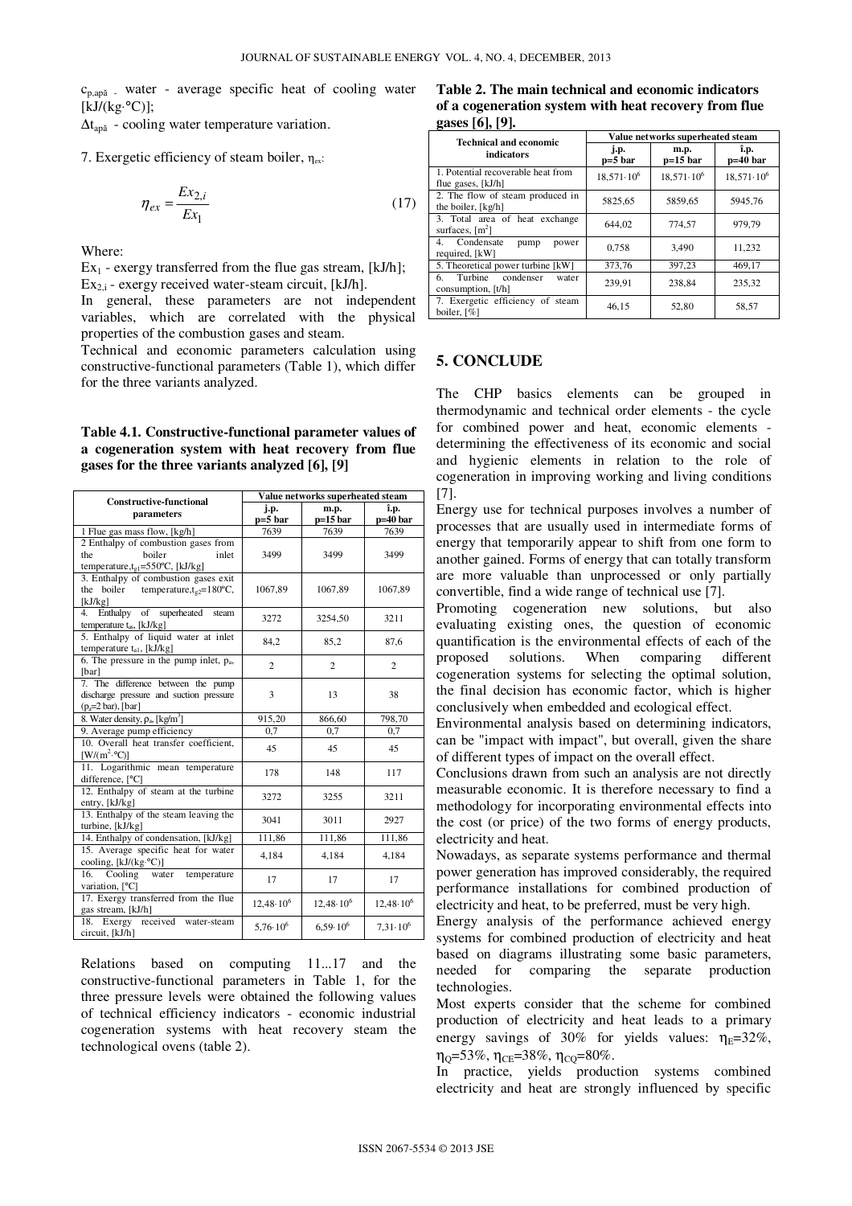$c_{p,apă}$ - water - average specific heat of cooling water [kJ/(kg·°C)];

$\Delta t_{apă}$ - cooling water temperature variation.

7. Exergetic efficiency of steam boiler, $\eta_{ex}$:

$$\eta_{ex} = \frac{Ex_{2,i}}{Ex_1} \tag{17}$$

Where:

$Ex_1$ - exergy transferred from the flue gas stream, [kJ/h];
$Ex_{2,i}$ - exergy received water-steam circuit, [kJ/h].

In general, these parameters are not independent variables, which are correlated with the physical properties of the combustion gases and steam.

Technical and economic parameters calculation using constructive-functional parameters (Table 1), which differ for the three variants analyzed.

**Table 4.1. Constructive-functional parameter values of a cogeneration system with heat recovery from flue gases for the three variants analyzed [6], [9]**

| Constructive-functional parameters | Value networks superheated steam | | |
|---|---|---|---|
| | j.p. p=5 bar | m.p. p=15 bar | î.p. p=40 bar |
| 1 Flue gas mass flow, [kg/h] | 7639 | 7639 | 7639 |
| 2 Enthalpy of combustion gases from the boiler inlet temperature, $t_{g1}$=550°C, [kJ/kg] | 3499 | 3499 | 3499 |
| 3. Enthalpy of combustion gases exit the boiler temperature, $t_{g2}$=180°C, [kJ/kg] | 1067,89 | 1067,89 | 1067,89 |
| 4. Enthalpy of superheated steam temperature $t_{ia}$, [kJ/kg] | 3272 | 3254,50 | 3211 |
| 5. Enthalpy of liquid water at inlet temperature $t_{a1}$, [kJ/kg] | 84,2 | 85,2 | 87,6 |
| 6. The pressure in the pump inlet, $p_a$, [bar] | 2 | 2 | 2 |
| 7. The difference between the pump discharge pressure and suction pressure ($p_a$=2 bar), [bar] | 3 | 13 | 38 |
| 8. Water density, $\rho_a$, [kg/m³] | 915,20 | 866,60 | 798,70 |
| 9. Average pump efficiency | 0,7 | 0,7 | 0,7 |
| 10. Overall heat transfer coefficient, [W/(m²·°C)] | 45 | 45 | 45 |
| 11. Logarithmic mean temperature difference, [°C] | 178 | 148 | 117 |
| 12. Enthalpy of steam at the turbine entry, [kJ/kg] | 3272 | 3255 | 3211 |
| 13. Enthalpy of the steam leaving the turbine, [kJ/kg] | 3041 | 3011 | 2927 |
| 14. Enthalpy of condensation, [kJ/kg] | 111,86 | 111,86 | 111,86 |
| 15. Average specific heat for water cooling, [kJ/(kg·°C)] | 4,184 | 4,184 | 4,184 |
| 16. Cooling water temperature variation, [°C] | 17 | 17 | 17 |
| 17. Exergy transferred from the flue gas stream, [kJ/h] | $12{,}48\cdot10^6$ | $12{,}48\cdot10^6$ | $12{,}48\cdot10^6$ |
| 18. Exergy received water-steam circuit, [kJ/h] | $5{,}76\cdot10^6$ | $6{,}59\cdot10^6$ | $7{,}31\cdot10^6$ |

Relations based on computing 11...17 and the constructive-functional parameters in Table 1, for the three pressure levels were obtained the following values of technical efficiency indicators - economic industrial cogeneration systems with heat recovery steam the technological ovens (table 2).

**Table 2. The main technical and economic indicators of a cogeneration system with heat recovery from flue gases [6], [9].**

| Technical and economic indicators | Value networks superheated steam | | |
|---|---|---|---|
| | j.p. p=5 bar | m.p. p=15 bar | î.p. p=40 bar |
| 1. Potential recoverable heat from flue gases, [kJ/h] | $18{,}571\cdot10^6$ | $18{,}571\cdot10^6$ | $18{,}571\cdot10^6$ |
| 2. The flow of steam produced in the boiler, [kg/h] | 5825,65 | 5859,65 | 5945,76 |
| 3. Total area of heat exchange surfaces, [m²] | 644,02 | 774,57 | 979,79 |
| 4. Condensate pump power required, [kW] | 0,758 | 3,490 | 11,232 |
| 5. Theoretical power turbine [kW] | 373,76 | 397,23 | 469,17 |
| 6. Turbine condenser water consumption, [t/h] | 239,91 | 238,84 | 235,32 |
| 7. Exergetic efficiency of steam boiler, [%] | 46,15 | 52,80 | 58,57 |

## 5. CONCLUDE

The CHP basics elements can be grouped in thermodynamic and technical order elements - the cycle for combined power and heat, economic elements - determining the effectiveness of its economic and social and hygienic elements in relation to the role of cogeneration in improving working and living conditions [7].

Energy use for technical purposes involves a number of processes that are usually used in intermediate forms of energy that temporarily appear to shift from one form to another gained. Forms of energy that can totally transform are more valuable than unprocessed or only partially convertible, find a wide range of technical use [7].

Promoting cogeneration new solutions, but also evaluating existing ones, the question of economic quantification is the environmental effects of each of the proposed solutions. When comparing different cogeneration systems for selecting the optimal solution, the final decision has economic factor, which is higher conclusively when embedded and ecological effect.

Environmental analysis based on determining indicators, can be "impact with impact", but overall, given the share of different types of impact on the overall effect.

Conclusions drawn from such an analysis are not directly measurable economic. It is therefore necessary to find a methodology for incorporating environmental effects into the cost (or price) of the two forms of energy products, electricity and heat.

Nowadays, as separate systems performance and thermal power generation has improved considerably, the required performance installations for combined production of electricity and heat, to be preferred, must be very high.

Energy analysis of the performance achieved energy systems for combined production of electricity and heat based on diagrams illustrating some basic parameters, needed for comparing the separate production technologies.

Most experts consider that the scheme for combined production of electricity and heat leads to a primary energy savings of 30% for yields values: $\eta_E$=32%, $\eta_Q$=53%, $\eta_{CE}$=38%, $\eta_{CQ}$=80%.

In practice, yields production systems combined electricity and heat are strongly influenced by specific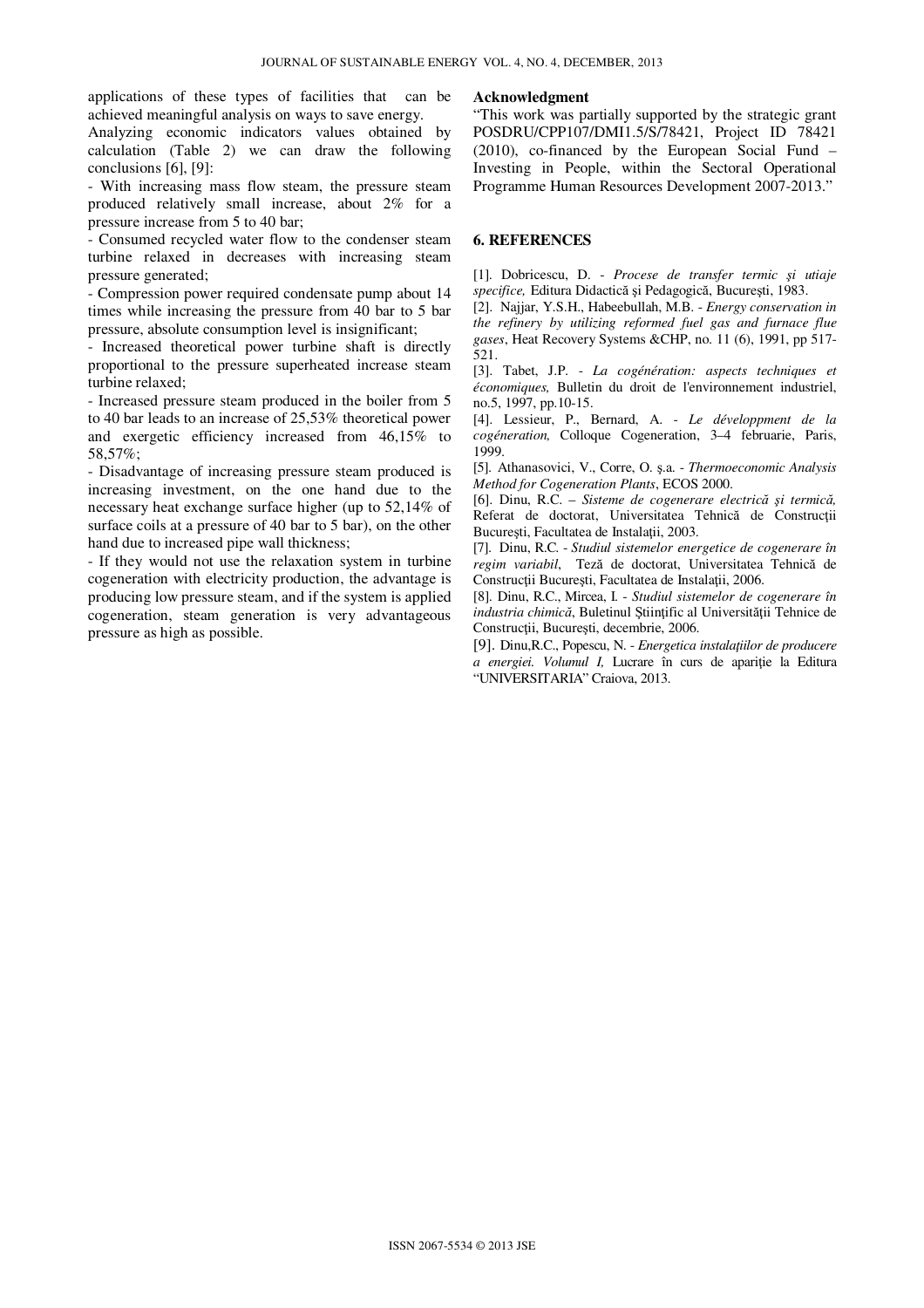applications of these types of facilities that can be achieved meaningful analysis on ways to save energy.

Analyzing economic indicators values obtained by calculation (Table 2) we can draw the following conclusions [6], [9]:

- With increasing mass flow steam, the pressure steam produced relatively small increase, about 2% for a pressure increase from 5 to 40 bar;
- Consumed recycled water flow to the condenser steam turbine relaxed in decreases with increasing steam pressure generated;
- Compression power required condensate pump about 14 times while increasing the pressure from 40 bar to 5 bar pressure, absolute consumption level is insignificant;
- Increased theoretical power turbine shaft is directly proportional to the pressure superheated increase steam turbine relaxed;
- Increased pressure steam produced in the boiler from 5 to 40 bar leads to an increase of 25,53% theoretical power and exergetic efficiency increased from 46,15% to 58,57%;
- Disadvantage of increasing pressure steam produced is increasing investment, on the one hand due to the necessary heat exchange surface higher (up to 52,14% of surface coils at a pressure of 40 bar to 5 bar), on the other hand due to increased pipe wall thickness;
- If they would not use the relaxation system in turbine cogeneration with electricity production, the advantage is producing low pressure steam, and if the system is applied cogeneration, steam generation is very advantageous pressure as high as possible.

**Acknowledgment**

"This work was partially supported by the strategic grant POSDRU/CPP107/DMI1.5/S/78421, Project ID 78421 (2010), co-financed by the European Social Fund – Investing in People, within the Sectoral Operational Programme Human Resources Development 2007-2013."

## 6. REFERENCES

[1]. Dobricescu, D. - *Procese de transfer termic şi utiaje specifice,* Editura Didactică şi Pedagogică, Bucureşti, 1983.

[2]. Najjar, Y.S.H., Habeebullah, M.B. - *Energy conservation in the refinery by utilizing reformed fuel gas and furnace flue gases*, Heat Recovery Systems &CHP, no. 11 (6), 1991, pp 517-521.

[3]. Tabet, J.P. - *La cogénération: aspects techniques et économiques,* Bulletin du droit de l'environnement industriel, no.5, 1997, pp.10-15.

[4]. Lessieur, P., Bernard, A. - *Le développment de la cogéneration,* Colloque Cogeneration, 3–4 februarie, Paris, 1999.

[5]. Athanasovici, V., Corre, O. ş.a. - *Thermoeconomic Analysis Method for Cogeneration Plants*, ECOS 2000.

[6]. Dinu, R.C. – *Sisteme de cogenerare electrică şi termică,* Referat de doctorat, Universitatea Tehnică de Construcţii Bucureşti, Facultatea de Instalaţii, 2003.

[7]. Dinu, R.C. - *Studiul sistemelor energetice de cogenerare în regim variabil*, Teză de doctorat, Universitatea Tehnică de Construcţii Bucureşti, Facultatea de Instalaţii, 2006.

[8]. Dinu, R.C., Mircea, I. - *Studiul sistemelor de cogenerare în industria chimică*, Buletinul Ştiinţific al Universităţii Tehnice de Construcţii, Bucureşti, decembrie, 2006.

[9]. Dinu,R.C., Popescu, N. - *Energetica instalaţiilor de producere a energiei. Volumul I,* Lucrare în curs de apariţie la Editura "UNIVERSITARIA" Craiova, 2013.